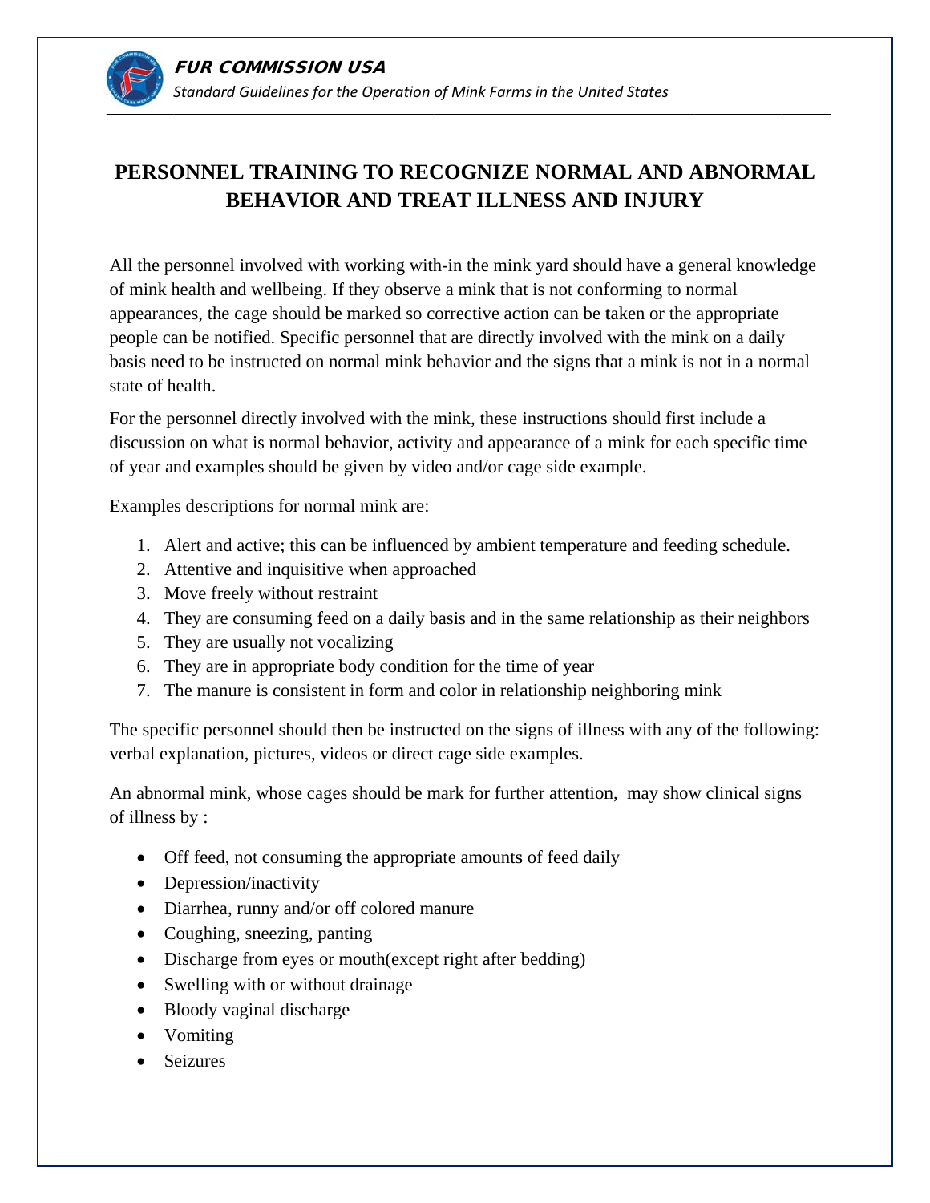# PERSONNEL TRAINING TO RECOGNIZE NORMAL AND ABNORMAL BEHAVIOR AND TREAT ILLNESS AND INJURY

All the personnel involved with working with-in the mink yard should have a general knowledge of mink health and wellbeing. If they observe a mink that is not conforming to normal appearances, the cage should be marked so corrective action can be taken or the appropriate people can be notified. Specific personnel that are directly involved with the mink on a daily basis need to be instructed on normal mink behavior and the signs that a mink is not in a normal state of health.

For the personnel directly involved with the mink, these instructions should first include a discussion on what is normal behavior, activity and appearance of a mink for each specific time of year and examples should be given by video and/or cage side example.

Examples descriptions for normal mink are:

1. Alert and active; this can be influenced by ambient temperature and feeding schedule.
2. Attentive and inquisitive when approached
3. Move freely without restraint
4. They are consuming feed on a daily basis and in the same relationship as their neighbors
5. They are usually not vocalizing
6. They are in appropriate body condition for the time of year
7. The manure is consistent in form and color in relationship neighboring mink

The specific personnel should then be instructed on the signs of illness with any of the following: verbal explanation, pictures, videos or direct cage side examples.

An abnormal mink, whose cages should be mark for further attention,  may show clinical signs of illness by :

- Off feed, not consuming the appropriate amounts of feed daily
- Depression/inactivity
- Diarrhea, runny and/or off colored manure
- Coughing, sneezing, panting
- Discharge from eyes or mouth(except right after bedding)
- Swelling with or without drainage
- Bloody vaginal discharge
- Vomiting
- Seizures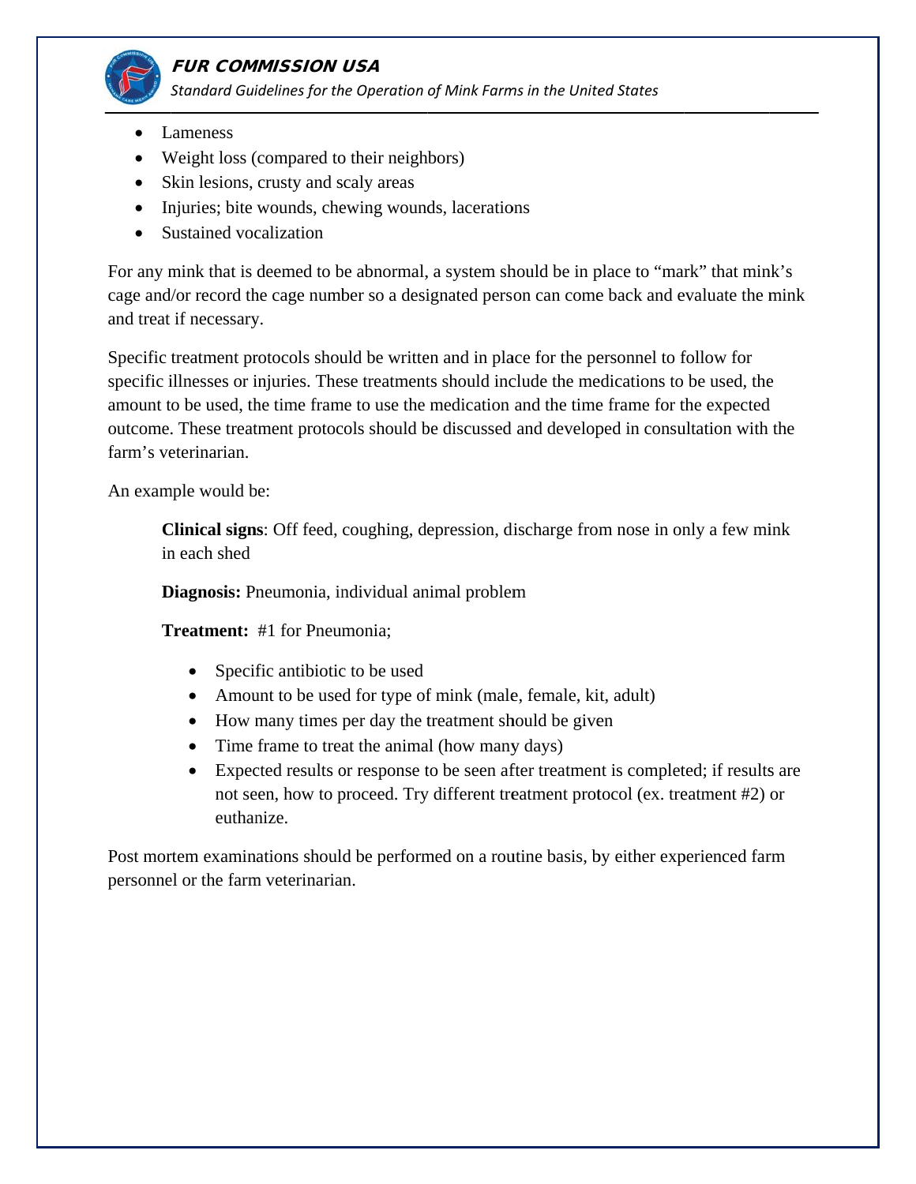- Lameness
- Weight loss (compared to their neighbors)
- Skin lesions, crusty and scaly areas
- Injuries; bite wounds, chewing wounds, lacerations
- Sustained vocalization

For any mink that is deemed to be abnormal, a system should be in place to "mark" that mink's cage and/or record the cage number so a designated person can come back and evaluate the mink and treat if necessary.

Specific treatment protocols should be written and in place for the personnel to follow for specific illnesses or injuries. These treatments should include the medications to be used, the amount to be used, the time frame to use the medication and the time frame for the expected outcome. These treatment protocols should be discussed and developed in consultation with the farm's veterinarian.

An example would be:

> **Clinical signs**: Off feed, coughing, depression, discharge from nose in only a few mink in each shed
>
> **Diagnosis:** Pneumonia, individual animal problem
>
> **Treatment:** #1 for Pneumonia;
>
> - Specific antibiotic to be used
> - Amount to be used for type of mink (male, female, kit, adult)
> - How many times per day the treatment should be given
> - Time frame to treat the animal (how many days)
> - Expected results or response to be seen after treatment is completed; if results are not seen, how to proceed. Try different treatment protocol (ex. treatment #2) or euthanize.

Post mortem examinations should be performed on a routine basis, by either experienced farm personnel or the farm veterinarian.